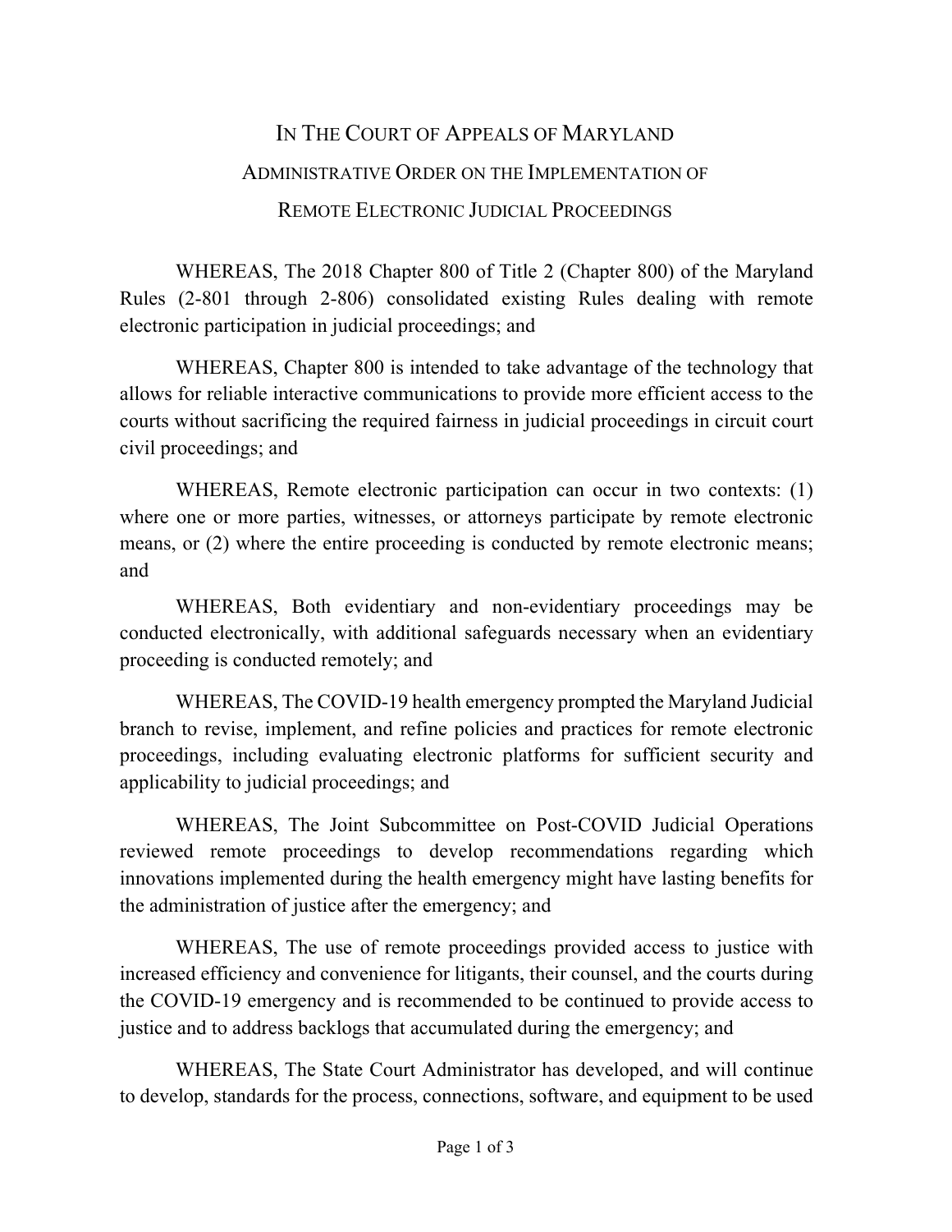# IN THE COURT OF APPEALS OF MARYLAND

## ADMINISTRATIVE ORDER ON THE IMPLEMENTATION OF REMOTE ELECTRONIC JUDICIAL PROCEEDINGS

WHEREAS, The 2018 Chapter 800 of Title 2 (Chapter 800) of the Maryland Rules (2-801 through 2-806) consolidated existing Rules dealing with remote electronic participation in judicial proceedings; and

WHEREAS, Chapter 800 is intended to take advantage of the technology that allows for reliable interactive communications to provide more efficient access to the courts without sacrificing the required fairness in judicial proceedings in circuit court civil proceedings; and

WHEREAS, Remote electronic participation can occur in two contexts: (1) where one or more parties, witnesses, or attorneys participate by remote electronic means, or (2) where the entire proceeding is conducted by remote electronic means; and

WHEREAS, Both evidentiary and non-evidentiary proceedings may be conducted electronically, with additional safeguards necessary when an evidentiary proceeding is conducted remotely; and

WHEREAS, The COVID-19 health emergency prompted the Maryland Judicial branch to revise, implement, and refine policies and practices for remote electronic proceedings, including evaluating electronic platforms for sufficient security and applicability to judicial proceedings; and

WHEREAS, The Joint Subcommittee on Post-COVID Judicial Operations reviewed remote proceedings to develop recommendations regarding which innovations implemented during the health emergency might have lasting benefits for the administration of justice after the emergency; and

WHEREAS, The use of remote proceedings provided access to justice with increased efficiency and convenience for litigants, their counsel, and the courts during the COVID-19 emergency and is recommended to be continued to provide access to justice and to address backlogs that accumulated during the emergency; and

WHEREAS, The State Court Administrator has developed, and will continue to develop, standards for the process, connections, software, and equipment to be used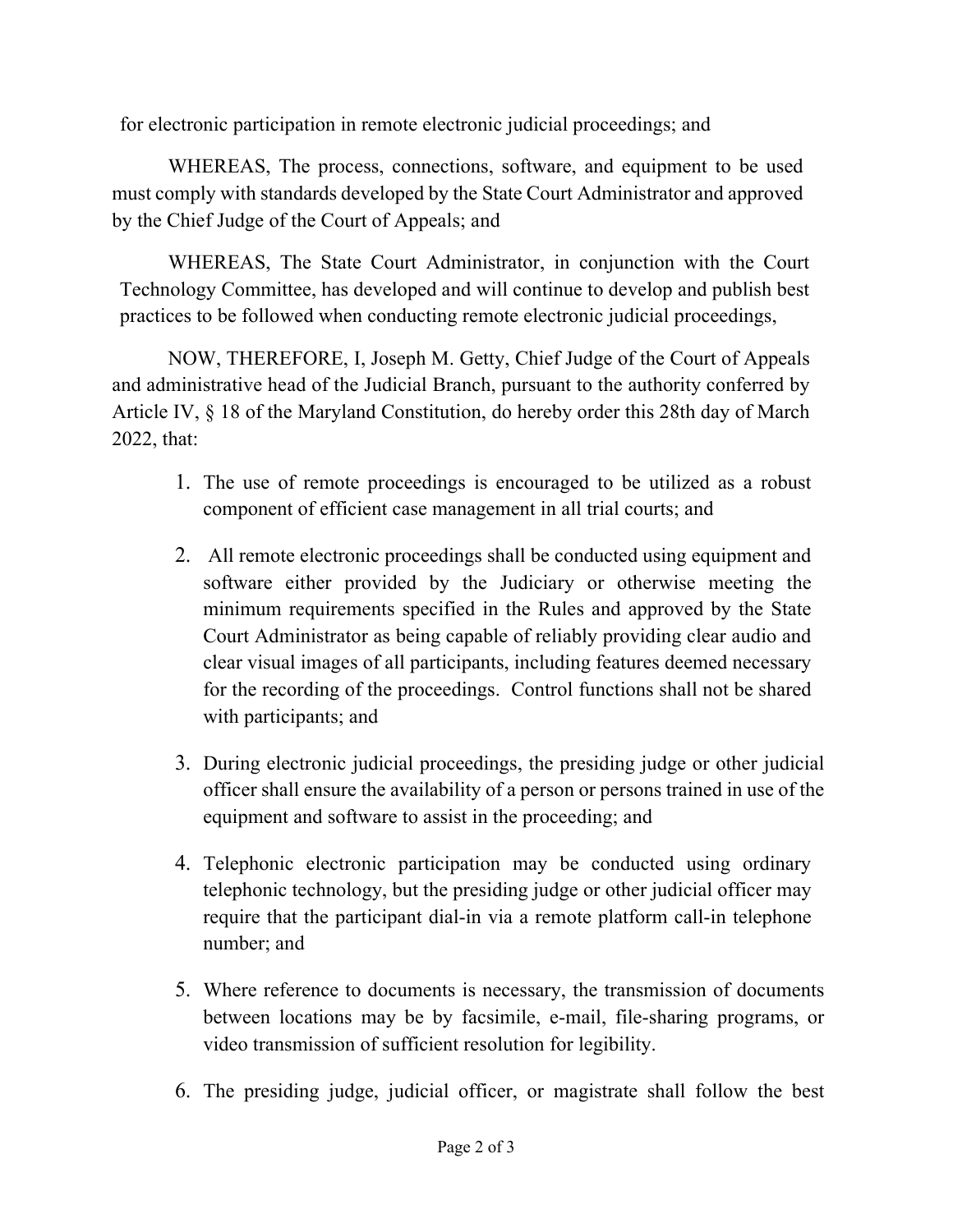for electronic participation in remote electronic judicial proceedings; and

WHEREAS, The process, connections, software, and equipment to be used must comply with standards developed by the State Court Administrator and approved by the Chief Judge of the Court of Appeals; and

WHEREAS, The State Court Administrator, in conjunction with the Court Technology Committee, has developed and will continue to develop and publish best practices to be followed when conducting remote electronic judicial proceedings,

NOW, THEREFORE, I, Joseph M. Getty, Chief Judge of the Court of Appeals and administrative head of the Judicial Branch, pursuant to the authority conferred by Article IV, § 18 of the Maryland Constitution, do hereby order this 28th day of March 2022, that:

1. The use of remote proceedings is encouraged to be utilized as a robust component of efficient case management in all trial courts; and

2. All remote electronic proceedings shall be conducted using equipment and software either provided by the Judiciary or otherwise meeting the minimum requirements specified in the Rules and approved by the State Court Administrator as being capable of reliably providing clear audio and clear visual images of all participants, including features deemed necessary for the recording of the proceedings. Control functions shall not be shared with participants; and

3. During electronic judicial proceedings, the presiding judge or other judicial officer shall ensure the availability of a person or persons trained in use of the equipment and software to assist in the proceeding; and

4. Telephonic electronic participation may be conducted using ordinary telephonic technology, but the presiding judge or other judicial officer may require that the participant dial-in via a remote platform call-in telephone number; and

5. Where reference to documents is necessary, the transmission of documents between locations may be by facsimile, e-mail, file-sharing programs, or video transmission of sufficient resolution for legibility.

6. The presiding judge, judicial officer, or magistrate shall follow the best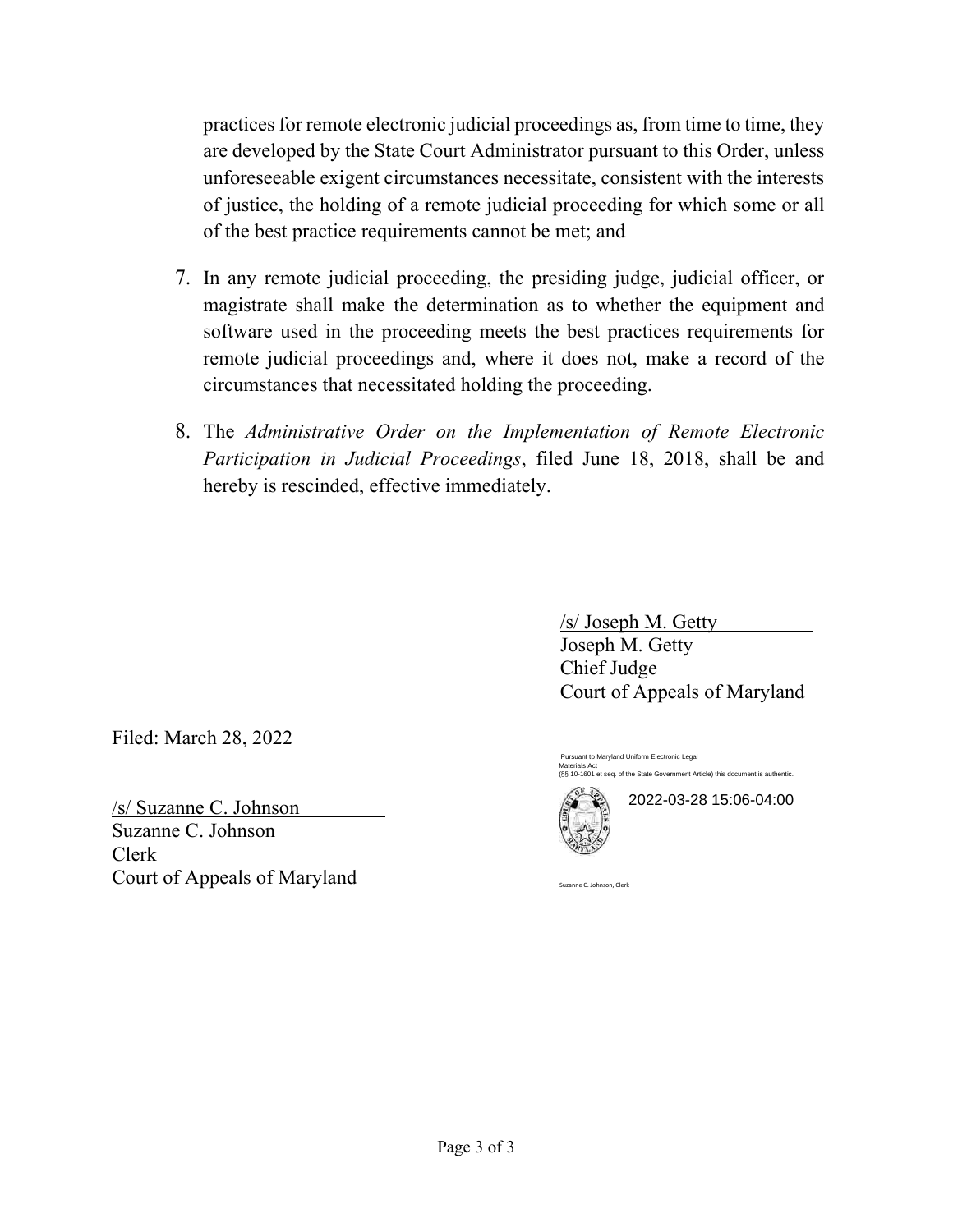practices for remote electronic judicial proceedings as, from time to time, they are developed by the State Court Administrator pursuant to this Order, unless unforeseeable exigent circumstances necessitate, consistent with the interests of justice, the holding of a remote judicial proceeding for which some or all of the best practice requirements cannot be met; and

7. In any remote judicial proceeding, the presiding judge, judicial officer, or magistrate shall make the determination as to whether the equipment and software used in the proceeding meets the best practices requirements for remote judicial proceedings and, where it does not, make a record of the circumstances that necessitated holding the proceeding.

8. The *Administrative Order on the Implementation of Remote Electronic Participation in Judicial Proceedings*, filed June 18, 2018, shall be and hereby is rescinded, effective immediately.

/s/ Joseph M. Getty
Joseph M. Getty
Chief Judge
Court of Appeals of Maryland

Filed: March 28, 2022

/s/ Suzanne C. Johnson
Suzanne C. Johnson
Clerk
Court of Appeals of Maryland

Pursuant to Maryland Uniform Electronic Legal Materials Act (§§ 10-1601 et seq. of the State Government Article) this document is authentic.

2022-03-28 15:06-04:00

Suzanne C. Johnson, Clerk